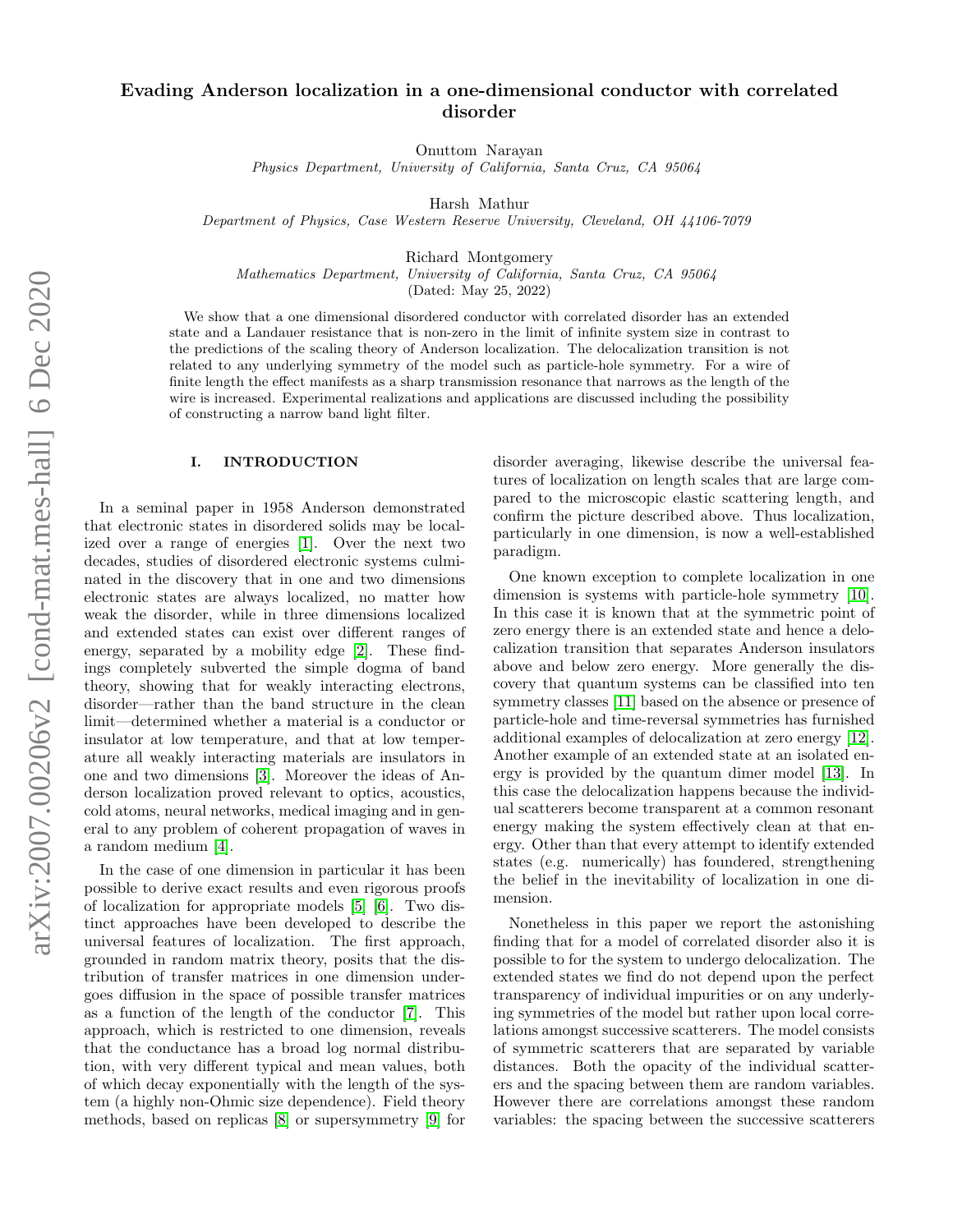# Evading Anderson localization in a one-dimensional conductor with correlated disorder

Onuttom Narayan
*Physics Department, University of California, Santa Cruz, CA 95064*

Harsh Mathur
*Department of Physics, Case Western Reserve University, Cleveland, OH 44106-7079*

Richard Montgomery
*Mathematics Department, University of California, Santa Cruz, CA 95064*
(Dated: May 25, 2022)

We show that a one dimensional disordered conductor with correlated disorder has an extended state and a Landauer resistance that is non-zero in the limit of infinite system size in contrast to the predictions of the scaling theory of Anderson localization. The delocalization transition is not related to any underlying symmetry of the model such as particle-hole symmetry. For a wire of finite length the effect manifests as a sharp transmission resonance that narrows as the length of the wire is increased. Experimental realizations and applications are discussed including the possibility of constructing a narrow band light filter.

## I. INTRODUCTION

In a seminal paper in 1958 Anderson demonstrated that electronic states in disordered solids may be localized over a range of energies [1]. Over the next two decades, studies of disordered electronic systems culminated in the discovery that in one and two dimensions electronic states are always localized, no matter how weak the disorder, while in three dimensions localized and extended states can exist over different ranges of energy, separated by a mobility edge [2]. These findings completely subverted the simple dogma of band theory, showing that for weakly interacting electrons, disorder—rather than the band structure in the clean limit—determined whether a material is a conductor or insulator at low temperature, and that at low temperature all weakly interacting materials are insulators in one and two dimensions [3]. Moreover the ideas of Anderson localization proved relevant to optics, acoustics, cold atoms, neural networks, medical imaging and in general to any problem of coherent propagation of waves in a random medium [4].

In the case of one dimension in particular it has been possible to derive exact results and even rigorous proofs of localization for appropriate models [5] [6]. Two distinct approaches have been developed to describe the universal features of localization. The first approach, grounded in random matrix theory, posits that the distribution of transfer matrices in one dimension undergoes diffusion in the space of possible transfer matrices as a function of the length of the conductor [7]. This approach, which is restricted to one dimension, reveals that the conductance has a broad log normal distribution, with very different typical and mean values, both of which decay exponentially with the length of the system (a highly non-Ohmic size dependence). Field theory methods, based on replicas [8] or supersymmetry [9] for disorder averaging, likewise describe the universal features of localization on length scales that are large compared to the microscopic elastic scattering length, and confirm the picture described above. Thus localization, particularly in one dimension, is now a well-established paradigm.

One known exception to complete localization in one dimension is systems with particle-hole symmetry [10]. In this case it is known that at the symmetric point of zero energy there is an extended state and hence a delocalization transition that separates Anderson insulators above and below zero energy. More generally the discovery that quantum systems can be classified into ten symmetry classes [11] based on the absence or presence of particle-hole and time-reversal symmetries has furnished additional examples of delocalization at zero energy [12]. Another example of an extended state at an isolated energy is provided by the quantum dimer model [13]. In this case the delocalization happens because the individual scatterers become transparent at a common resonant energy making the system effectively clean at that energy. Other than that every attempt to identify extended states (e.g. numerically) has foundered, strengthening the belief in the inevitability of localization in one dimension.

Nonetheless in this paper we report the astonishing finding that for a model of correlated disorder also it is possible to for the system to undergo delocalization. The extended states we find do not depend upon the perfect transparency of individual impurities or on any underlying symmetries of the model but rather upon local correlations amongst successive scatterers. The model consists of symmetric scatterers that are separated by variable distances. Both the opacity of the individual scatterers and the spacing between them are random variables. However there are correlations amongst these random variables: the spacing between the successive scatterers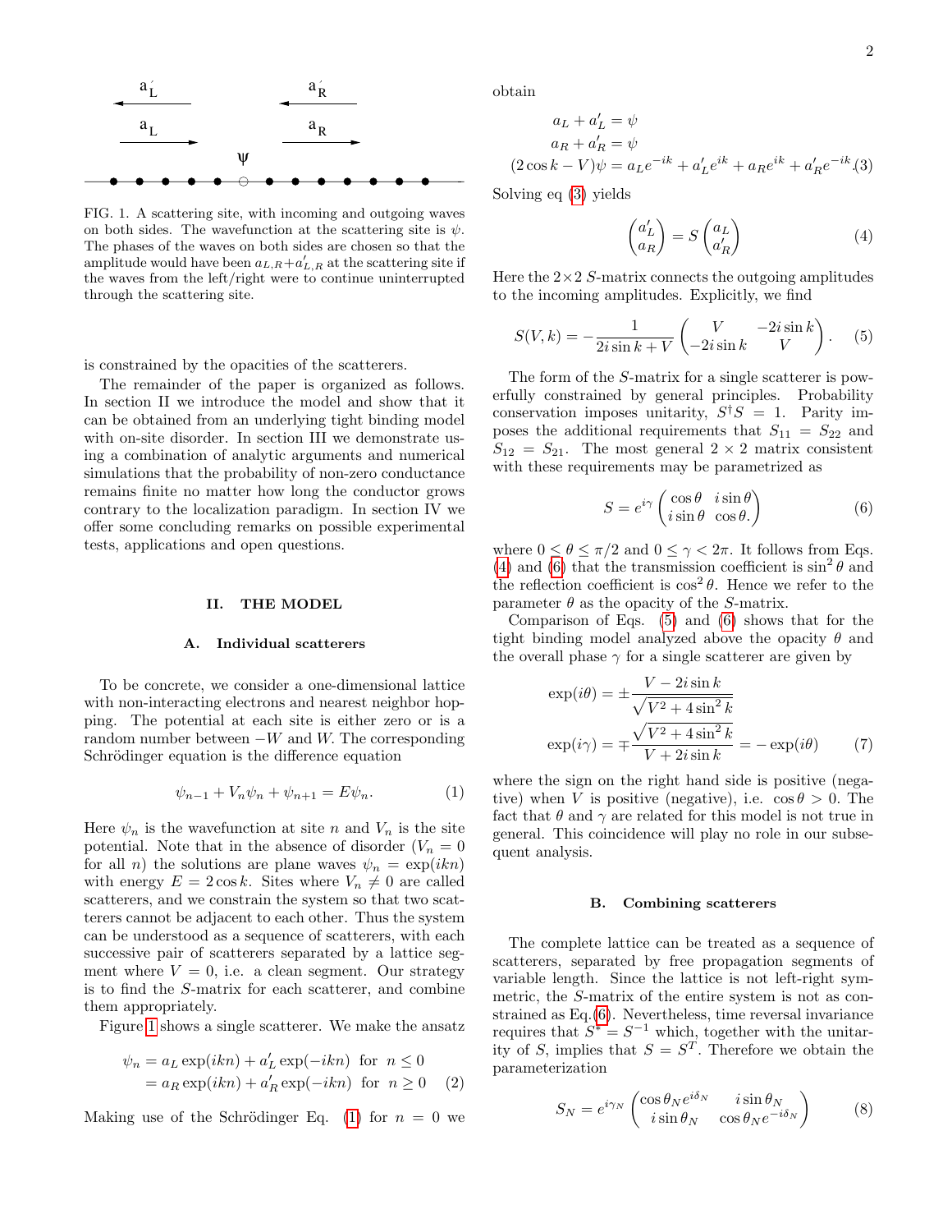FIG. 1. A scattering site, with incoming and outgoing waves on both sides. The wavefunction at the scattering site is $\psi$. The phases of the waves on both sides are chosen so that the amplitude would have been $a_{L,R}+a'_{L,R}$ at the scattering site if the waves from the left/right were to continue uninterrupted through the scattering site.

is constrained by the opacities of the scatterers.

The remainder of the paper is organized as follows. In section II we introduce the model and show that it can be obtained from an underlying tight binding model with on-site disorder. In section III we demonstrate using a combination of analytic arguments and numerical simulations that the probability of non-zero conductance remains finite no matter how long the conductor grows contrary to the localization paradigm. In section IV we offer some concluding remarks on possible experimental tests, applications and open questions.

## II. THE MODEL

### A. Individual scatterers

To be concrete, we consider a one-dimensional lattice with non-interacting electrons and nearest neighbor hopping. The potential at each site is either zero or is a random number between $-W$ and $W$. The corresponding Schrödinger equation is the difference equation

$$\psi_{n-1} + V_n\psi_n + \psi_{n+1} = E\psi_n. \tag{1}$$

Here $\psi_n$ is the wavefunction at site $n$ and $V_n$ is the site potential. Note that in the absence of disorder ($V_n = 0$ for all $n$) the solutions are plane waves $\psi_n = \exp(ikn)$ with energy $E = 2\cos k$. Sites where $V_n \neq 0$ are called scatterers, and we constrain the system so that two scatterers cannot be adjacent to each other. Thus the system can be understood as a sequence of scatterers, with each successive pair of scatterers separated by a lattice segment where $V = 0$, i.e. a clean segment. Our strategy is to find the $S$-matrix for each scatterer, and combine them appropriately.

Figure 1 shows a single scatterer. We make the ansatz

$$\begin{aligned}\psi_n &= a_L\exp(ikn) + a'_L\exp(-ikn) \ \text{ for } \ n \leq 0 \\ &= a_R\exp(ikn) + a'_R\exp(-ikn) \ \text{ for } \ n \geq 0\end{aligned} \tag{2}$$

Making use of the Schrödinger Eq. (1) for $n = 0$ we obtain

$$\begin{aligned}a_L + a'_L &= \psi \\ a_R + a'_R &= \psi \\ (2\cos k - V)\psi &= a_Le^{-ik} + a'_Le^{ik} + a_Re^{ik} + a'_Re^{-ik}.\end{aligned} \tag{3}$$

Solving eq (3) yields

$$\begin{pmatrix} a'_L \\ a_R \end{pmatrix} = S\begin{pmatrix} a_L \\ a'_R \end{pmatrix} \tag{4}$$

Here the $2\times 2$ $S$-matrix connects the outgoing amplitudes to the incoming amplitudes. Explicitly, we find

$$S(V,k) = -\frac{1}{2i\sin k + V}\begin{pmatrix} V & -2i\sin k \\ -2i\sin k & V \end{pmatrix}. \tag{5}$$

The form of the $S$-matrix for a single scatterer is powerfully constrained by general principles. Probability conservation imposes unitarity, $S^\dagger S = 1$. Parity imposes the additional requirements that $S_{11} = S_{22}$ and $S_{12} = S_{21}$. The most general $2\times 2$ matrix consistent with these requirements may be parametrized as

$$S = e^{i\gamma}\begin{pmatrix} \cos\theta & i\sin\theta \\ i\sin\theta & \cos\theta. \end{pmatrix} \tag{6}$$

where $0 \leq \theta \leq \pi/2$ and $0 \leq \gamma < 2\pi$. It follows from Eqs. (4) and (6) that the transmission coefficient is $\sin^2\theta$ and the reflection coefficient is $\cos^2\theta$. Hence we refer to the parameter $\theta$ as the opacity of the $S$-matrix.

Comparison of Eqs. (5) and (6) shows that for the tight binding model analyzed above the opacity $\theta$ and the overall phase $\gamma$ for a single scatterer are given by

$$\begin{aligned}\exp(i\theta) &= \pm\frac{V - 2i\sin k}{\sqrt{V^2 + 4\sin^2 k}} \\ \exp(i\gamma) &= \mp\frac{\sqrt{V^2 + 4\sin^2 k}}{V + 2i\sin k} = -\exp(i\theta)\end{aligned} \tag{7}$$

where the sign on the right hand side is positive (negative) when $V$ is positive (negative), i.e. $\cos\theta > 0$. The fact that $\theta$ and $\gamma$ are related for this model is not true in general. This coincidence will play no role in our subsequent analysis.

### B. Combining scatterers

The complete lattice can be treated as a sequence of scatterers, separated by free propagation segments of variable length. Since the lattice is not left-right symmetric, the $S$-matrix of the entire system is not as constrained as Eq.(6). Nevertheless, time reversal invariance requires that $S^* = S^{-1}$ which, together with the unitarity of $S$, implies that $S = S^T$. Therefore we obtain the parameterization

$$S_N = e^{i\gamma_N}\begin{pmatrix} \cos\theta_N e^{i\delta_N} & i\sin\theta_N \\ i\sin\theta_N & \cos\theta_N e^{-i\delta_N} \end{pmatrix} \tag{8}$$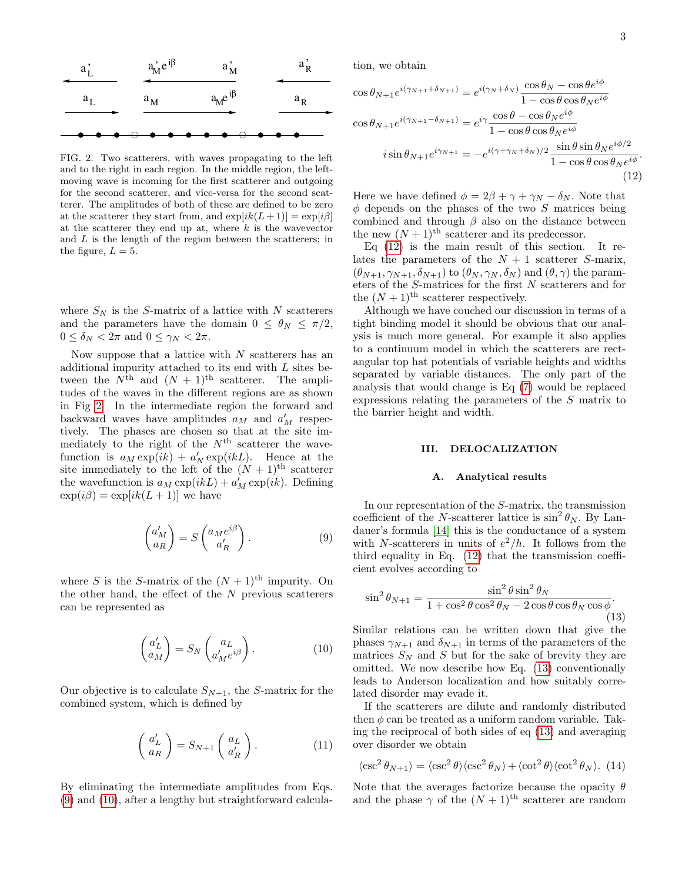FIG. 2. Two scatterers, with waves propagating to the left and to the right in each region. In the middle region, the left-moving wave is incoming for the first scatterer and outgoing for the second scatterer, and vice-versa for the second scatterer. The amplitudes of both of these are defined to be zero at the scatterer they start from, and $\exp[ik(L+1)] = \exp[i\beta]$ at the scatterer they end up at, where $k$ is the wavevector and $L$ is the length of the region between the scatterers; in the figure, $L = 5$.

where $S_N$ is the $S$-matrix of a lattice with $N$ scatterers and the parameters have the domain $0 \le \theta_N \le \pi/2$, $0 \le \delta_N < 2\pi$ and $0 \le \gamma_N < 2\pi$.

Now suppose that a lattice with $N$ scatterers has an additional impurity attached to its end with $L$ sites between the $N^{\text{th}}$ and $(N+1)^{\text{th}}$ scatterer. The amplitudes of the waves in the different regions are as shown in Fig 2. In the intermediate region the forward and backward waves have amplitudes $a_M$ and $a'_M$ respectively. The phases are chosen so that at the site immediately to the right of the $N^{\text{th}}$ scatterer the wavefunction is $a_M \exp(ik) + a'_N \exp(ikL)$. Hence at the site immediately to the left of the $(N+1)^{\text{th}}$ scatterer the wavefunction is $a_M \exp(ikL) + a'_M \exp(ik)$. Defining $\exp(i\beta) = \exp[ik(L+1)]$ we have

$$\begin{pmatrix} a'_M \\ a_R \end{pmatrix} = S \begin{pmatrix} a_M e^{i\beta} \\ a'_R \end{pmatrix}. \tag{9}$$

where $S$ is the $S$-matrix of the $(N+1)^{\text{th}}$ impurity. On the other hand, the effect of the $N$ previous scatterers can be represented as

$$\begin{pmatrix} a'_L \\ a_M \end{pmatrix} = S_N \begin{pmatrix} a_L \\ a'_M e^{i\beta} \end{pmatrix}. \tag{10}$$

Our objective is to calculate $S_{N+1}$, the $S$-matrix for the combined system, which is defined by

$$\begin{pmatrix} a'_L \\ a_R \end{pmatrix} = S_{N+1} \begin{pmatrix} a_L \\ a'_R \end{pmatrix}. \tag{11}$$

By eliminating the intermediate amplitudes from Eqs. (9) and (10), after a lengthy but straightforward calculation, we obtain

$$\begin{aligned}
\cos\theta_{N+1} e^{i(\gamma_{N+1}+\delta_{N+1})} &= e^{i(\gamma_N+\delta_N)} \frac{\cos\theta_N - \cos\theta e^{i\phi}}{1 - \cos\theta\cos\theta_N e^{i\phi}} \\
\cos\theta_{N+1} e^{i(\gamma_{N+1}-\delta_{N+1})} &= e^{i\gamma} \frac{\cos\theta - \cos\theta_N e^{i\phi}}{1 - \cos\theta\cos\theta_N e^{i\phi}} \\
i\sin\theta_{N+1} e^{i\gamma_{N+1}} &= -e^{i(\gamma+\gamma_N+\delta_N)/2} \frac{\sin\theta\sin\theta_N e^{i\phi/2}}{1 - \cos\theta\cos\theta_N e^{i\phi}}.
\end{aligned} \tag{12}$$

Here we have defined $\phi = 2\beta + \gamma + \gamma_N - \delta_N$. Note that $\phi$ depends on the phases of the two $S$ matrices being combined and through $\beta$ also on the distance between the new $(N+1)^{\text{th}}$ scatterer and its predecessor.

Eq (12) is the main result of this section. It relates the parameters of the $N+1$ scatterer $S$-marix, $(\theta_{N+1}, \gamma_{N+1}, \delta_{N+1})$ to $(\theta_N, \gamma_N, \delta_N)$ and $(\theta, \gamma)$ the parameters of the $S$-matrices for the first $N$ scatterers and for the $(N+1)^{\text{th}}$ scatterer respectively.

Although we have couched our discussion in terms of a tight binding model it should be obvious that our analysis is much more general. For example it also applies to a continuum model in which the scatterers are rectangular top hat potentials of variable heights and widths separated by variable distances. The only part of the analysis that would change is Eq (7) would be replaced expressions relating the parameters of the $S$ matrix to the barrier height and width.

## III. DELOCALIZATION

### A. Analytical results

In our representation of the $S$-matrix, the transmission coefficient of the $N$-scatterer lattice is $\sin^2\theta_N$. By Landauer's formula [14] this is the conductance of a system with $N$-scatterers in units of $e^2/h$. It follows from the third equality in Eq. (12) that the transmission coefficient evolves according to

$$\sin^2\theta_{N+1} = \frac{\sin^2\theta\sin^2\theta_N}{1 + \cos^2\theta\cos^2\theta_N - 2\cos\theta\cos\theta_N\cos\phi}. \tag{13}$$

Similar relations can be written down that give the phases $\gamma_{N+1}$ and $\delta_{N+1}$ in terms of the parameters of the matrices $S_N$ and $S$ but for the sake of brevity they are omitted. We now describe how Eq. (13) conventionally leads to Anderson localization and how suitably correlated disorder may evade it.

If the scatterers are dilute and randomly distributed then $\phi$ can be treated as a uniform random variable. Taking the reciprocal of both sides of eq (13) and averaging over disorder we obtain

$$\langle\csc^2\theta_{N+1}\rangle = \langle\csc^2\theta\rangle\langle\csc^2\theta_N\rangle + \langle\cot^2\theta\rangle\langle\cot^2\theta_N\rangle. \tag{14}$$

Note that the averages factorize because the opacity $\theta$ and the phase $\gamma$ of the $(N+1)^{\text{th}}$ scatterer are random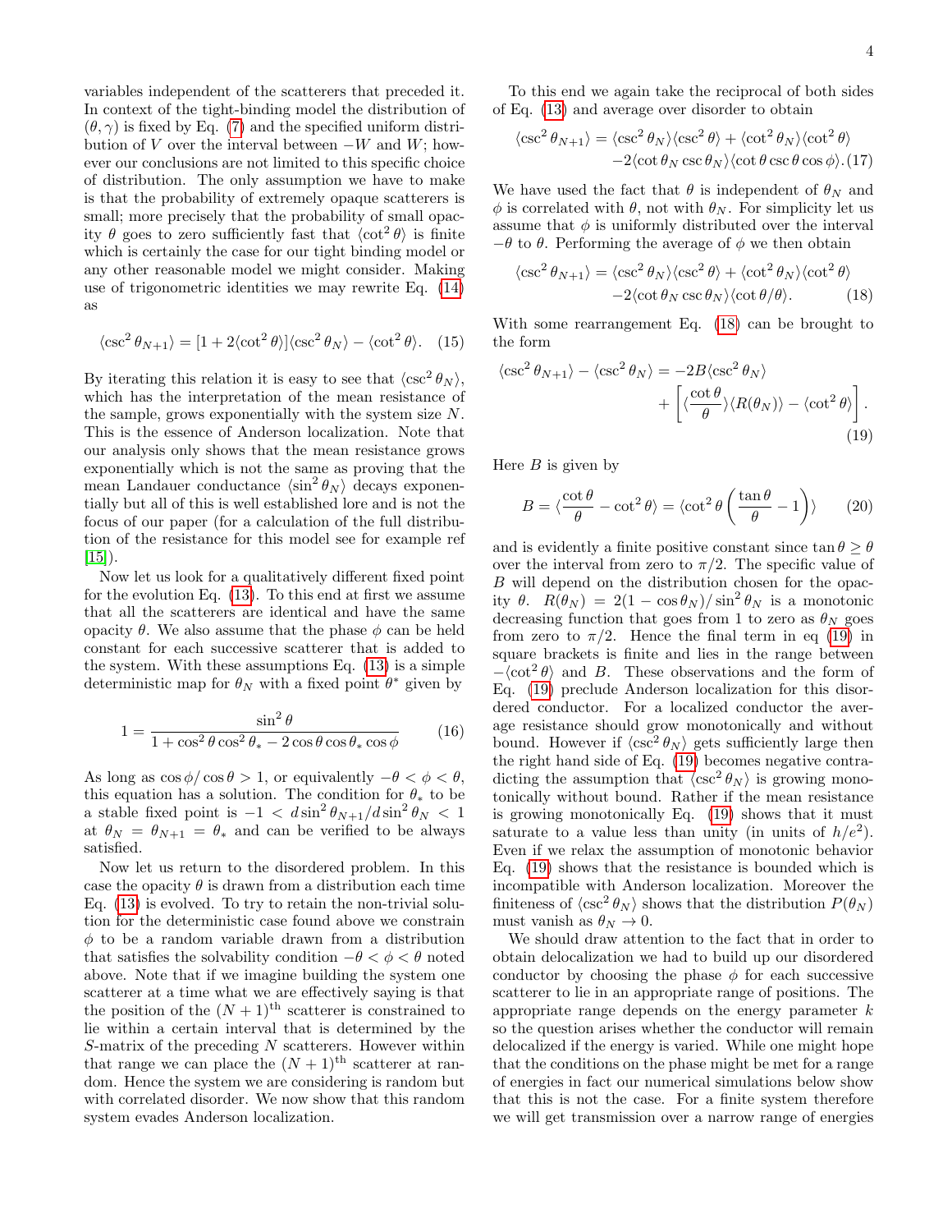variables independent of the scatterers that preceded it. In context of the tight-binding model the distribution of $(\theta, \gamma)$ is fixed by Eq. (7) and the specified uniform distribution of $V$ over the interval between $-W$ and $W$; however our conclusions are not limited to this specific choice of distribution. The only assumption we have to make is that the probability of extremely opaque scatterers is small; more precisely that the probability of small opacity $\theta$ goes to zero sufficiently fast that $\langle \cot^2 \theta \rangle$ is finite which is certainly the case for our tight binding model or any other reasonable model we might consider. Making use of trigonometric identities we may rewrite Eq. (14) as

$$\langle \csc^2 \theta_{N+1} \rangle = [1 + 2\langle \cot^2 \theta \rangle] \langle \csc^2 \theta_N \rangle - \langle \cot^2 \theta \rangle. \quad (15)$$

By iterating this relation it is easy to see that $\langle \csc^2 \theta_N \rangle$, which has the interpretation of the mean resistance of the sample, grows exponentially with the system size $N$. This is the essence of Anderson localization. Note that our analysis only shows that the mean resistance grows exponentially which is not the same as proving that the mean Landauer conductance $\langle \sin^2 \theta_N \rangle$ decays exponentially but all of this is well established lore and is not the focus of our paper (for a calculation of the full distribution of the resistance for this model see for example ref [15]).

Now let us look for a qualitatively different fixed point for the evolution Eq. (13). To this end at first we assume that all the scatterers are identical and have the same opacity $\theta$. We also assume that the phase $\phi$ can be held constant for each successive scatterer that is added to the system. With these assumptions Eq. (13) is a simple deterministic map for $\theta_N$ with a fixed point $\theta^*$ given by

$$1 = \frac{\sin^2 \theta}{1 + \cos^2 \theta \cos^2 \theta_* - 2 \cos \theta \cos \theta_* \cos \phi} \quad (16)$$

As long as $\cos \phi / \cos \theta > 1$, or equivalently $-\theta < \phi < \theta$, this equation has a solution. The condition for $\theta_*$ to be a stable fixed point is $-1 < d \sin^2 \theta_{N+1} / d \sin^2 \theta_N < 1$ at $\theta_N = \theta_{N+1} = \theta_*$ and can be verified to be always satisfied.

Now let us return to the disordered problem. In this case the opacity $\theta$ is drawn from a distribution each time Eq. (13) is evolved. To try to retain the non-trivial solution for the deterministic case found above we constrain $\phi$ to be a random variable drawn from a distribution that satisfies the solvability condition $-\theta < \phi < \theta$ noted above. Note that if we imagine building the system one scatterer at a time what we are effectively saying is that the position of the $(N+1)^{\text{th}}$ scatterer is constrained to lie within a certain interval that is determined by the $S$-matrix of the preceding $N$ scatterers. However within that range we can place the $(N+1)^{\text{th}}$ scatterer at random. Hence the system we are considering is random but with correlated disorder. We now show that this random system evades Anderson localization.

To this end we again take the reciprocal of both sides of Eq. (13) and average over disorder to obtain

$$\langle \csc^2 \theta_{N+1} \rangle = \langle \csc^2 \theta_N \rangle \langle \csc^2 \theta \rangle + \langle \cot^2 \theta_N \rangle \langle \cot^2 \theta \rangle - 2 \langle \cot \theta_N \csc \theta_N \rangle \langle \cot \theta \csc \theta \cos \phi \rangle. \quad (17)$$

We have used the fact that $\theta$ is independent of $\theta_N$ and $\phi$ is correlated with $\theta$, not with $\theta_N$. For simplicity let us assume that $\phi$ is uniformly distributed over the interval $-\theta$ to $\theta$. Performing the average of $\phi$ we then obtain

$$\langle \csc^2 \theta_{N+1} \rangle = \langle \csc^2 \theta_N \rangle \langle \csc^2 \theta \rangle + \langle \cot^2 \theta_N \rangle \langle \cot^2 \theta \rangle - 2 \langle \cot \theta_N \csc \theta_N \rangle \langle \cot \theta / \theta \rangle. \quad (18)$$

With some rearrangement Eq. (18) can be brought to the form

$$\langle \csc^2 \theta_{N+1} \rangle - \langle \csc^2 \theta_N \rangle = -2B \langle \csc^2 \theta_N \rangle + \left[ \langle \frac{\cot \theta}{\theta} \rangle \langle R(\theta_N) \rangle - \langle \cot^2 \theta \rangle \right]. \quad (19)$$

Here $B$ is given by

$$B = \langle \frac{\cot \theta}{\theta} - \cot^2 \theta \rangle = \langle \cot^2 \theta \left( \frac{\tan \theta}{\theta} - 1 \right) \rangle \quad (20)$$

and is evidently a finite positive constant since $\tan \theta \geq \theta$ over the interval from zero to $\pi/2$. The specific value of $B$ will depend on the distribution chosen for the opacity $\theta$. $R(\theta_N) = 2(1 - \cos \theta_N) / \sin^2 \theta_N$ is a monotonic decreasing function that goes from 1 to zero as $\theta_N$ goes from zero to $\pi/2$. Hence the final term in eq (19) in square brackets is finite and lies in the range between $-\langle \cot^2 \theta \rangle$ and $B$. These observations and the form of Eq. (19) preclude Anderson localization for this disordered conductor. For a localized conductor the average resistance should grow monotonically and without bound. However if $\langle \csc^2 \theta_N \rangle$ gets sufficiently large then the right hand side of Eq. (19) becomes negative contradicting the assumption that $\langle \csc^2 \theta_N \rangle$ is growing monotonically without bound. Rather if the mean resistance is growing monotonically Eq. (19) shows that it must saturate to a value less than unity (in units of $h/e^2$). Even if we relax the assumption of monotonic behavior Eq. (19) shows that the resistance is bounded which is incompatible with Anderson localization. Moreover the finiteness of $\langle \csc^2 \theta_N \rangle$ shows that the distribution $P(\theta_N)$ must vanish as $\theta_N \to 0$.

We should draw attention to the fact that in order to obtain delocalization we had to build up our disordered conductor by choosing the phase $\phi$ for each successive scatterer to lie in an appropriate range of positions. The appropriate range depends on the energy parameter $k$ so the question arises whether the conductor will remain delocalized if the energy is varied. While one might hope that the conditions on the phase might be met for a range of energies in fact our numerical simulations below show that this is not the case. For a finite system therefore we will get transmission over a narrow range of energies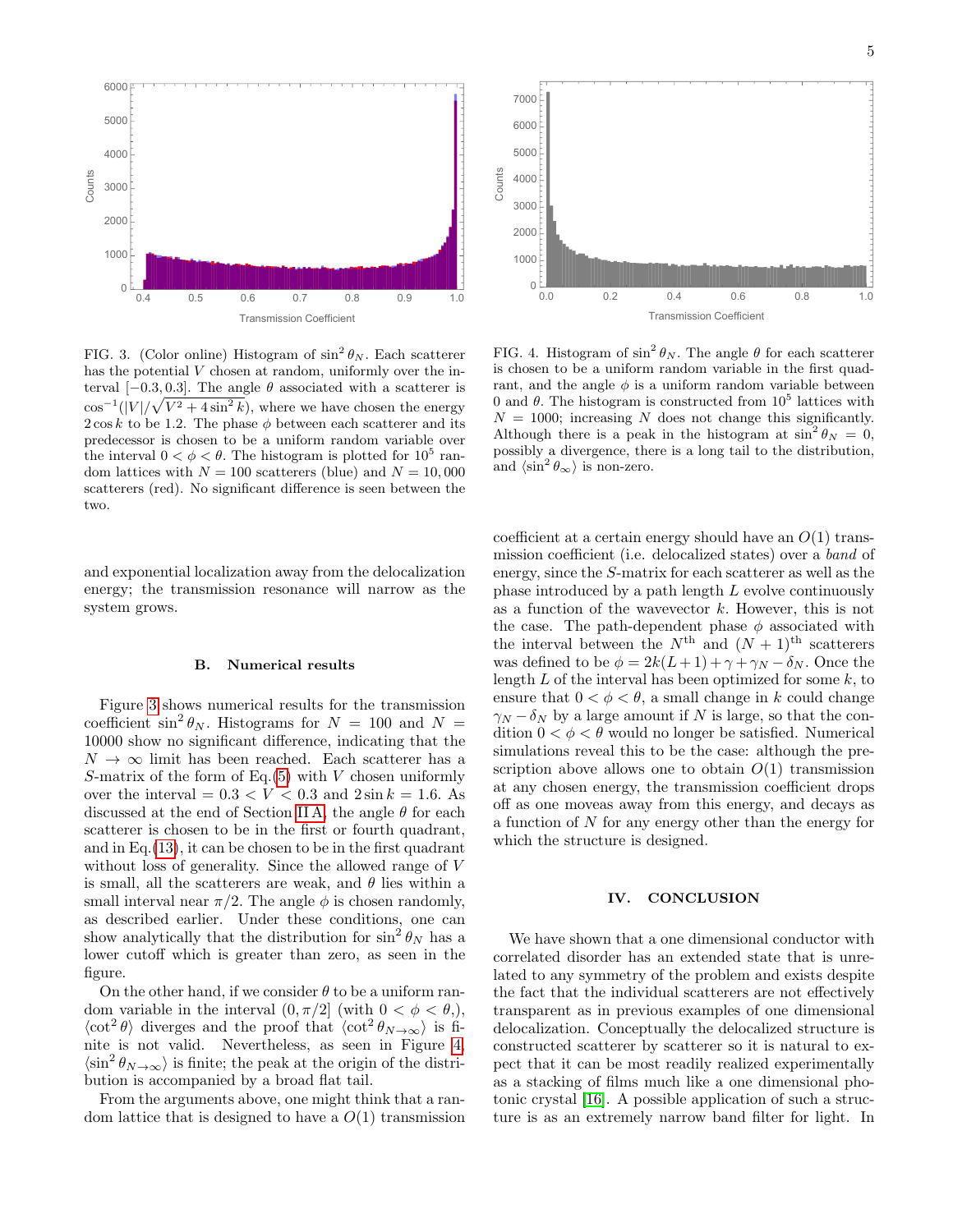FIG. 3. (Color online) Histogram of $\sin^2\theta_N$. Each scatterer has the potential $V$ chosen at random, uniformly over the interval $[-0.3, 0.3]$. The angle $\theta$ associated with a scatterer is $\cos^{-1}(|V|/\sqrt{V^2+4\sin^2 k})$, where we have chosen the energy $2\cos k$ to be 1.2. The phase $\phi$ between each scatterer and its predecessor is chosen to be a uniform random variable over the interval $0<\phi<\theta$. The histogram is plotted for $10^5$ random lattices with $N=100$ scatterers (blue) and $N=10,000$ scatterers (red). No significant difference is seen between the two.

FIG. 4. Histogram of $\sin^2\theta_N$. The angle $\theta$ for each scatterer is chosen to be a uniform random variable in the first quadrant, and the angle $\phi$ is a uniform random variable between 0 and $\theta$. The histogram is constructed from $10^5$ lattices with $N=1000$; increasing $N$ does not change this significantly. Although there is a peak in the histogram at $\sin^2\theta_N=0$, possibly a divergence, there is a long tail to the distribution, and $\langle\sin^2\theta_\infty\rangle$ is non-zero.

and exponential localization away from the delocalization energy; the transmission resonance will narrow as the system grows.

### B. Numerical results

Figure 3 shows numerical results for the transmission coefficient $\sin^2\theta_N$. Histograms for $N=100$ and $N=10000$ show no significant difference, indicating that the $N\to\infty$ limit has been reached. Each scatterer has a $S$-matrix of the form of Eq.(5) with $V$ chosen uniformly over the interval $=0.3<V<0.3$ and $2\sin k=1.6$. As discussed at the end of Section II A, the angle $\theta$ for each scatterer is chosen to be in the first or fourth quadrant, and in Eq.(13), it can be chosen to be in the first quadrant without loss of generality. Since the allowed range of $V$ is small, all the scatterers are weak, and $\theta$ lies within a small interval near $\pi/2$. The angle $\phi$ is chosen randomly, as described earlier. Under these conditions, one can show analytically that the distribution for $\sin^2\theta_N$ has a lower cutoff which is greater than zero, as seen in the figure.

On the other hand, if we consider $\theta$ to be a uniform random variable in the interval $(0,\pi/2]$ (with $0<\phi<\theta$,), $\langle\cot^2\theta\rangle$ diverges and the proof that $\langle\cot^2\theta_{N\to\infty}\rangle$ is finite is not valid. Nevertheless, as seen in Figure 4, $\langle\sin^2\theta_{N\to\infty}\rangle$ is finite; the peak at the origin of the distribution is accompanied by a broad flat tail.

From the arguments above, one might think that a random lattice that is designed to have a $O(1)$ transmission coefficient at a certain energy should have an $O(1)$ transmission coefficient (i.e. delocalized states) over a *band* of energy, since the $S$-matrix for each scatterer as well as the phase introduced by a path length $L$ evolve continuously as a function of the wavevector $k$. However, this is not the case. The path-dependent phase $\phi$ associated with the interval between the $N^{\text{th}}$ and $(N+1)^{\text{th}}$ scatterers was defined to be $\phi=2k(L+1)+\gamma+\gamma_N-\delta_N$. Once the length $L$ of the interval has been optimized for some $k$, to ensure that $0<\phi<\theta$, a small change in $k$ could change $\gamma_N-\delta_N$ by a large amount if $N$ is large, so that the condition $0<\phi<\theta$ would no longer be satisfied. Numerical simulations reveal this to be the case: although the prescription above allows one to obtain $O(1)$ transmission at any chosen energy, the transmission coefficient drops off as one moveas away from this energy, and decays as a function of $N$ for any energy other than the energy for which the structure is designed.

## IV. CONCLUSION

We have shown that a one dimensional conductor with correlated disorder has an extended state that is unrelated to any symmetry of the problem and exists despite the fact that the individual scatterers are not effectively transparent as in previous examples of one dimensional delocalization. Conceptually the delocalized structure is constructed scatterer by scatterer so it is natural to expect that it can be most readily realized experimentally as a stacking of films much like a one dimensional photonic crystal [16]. A possible application of such a structure is as an extremely narrow band filter for light. In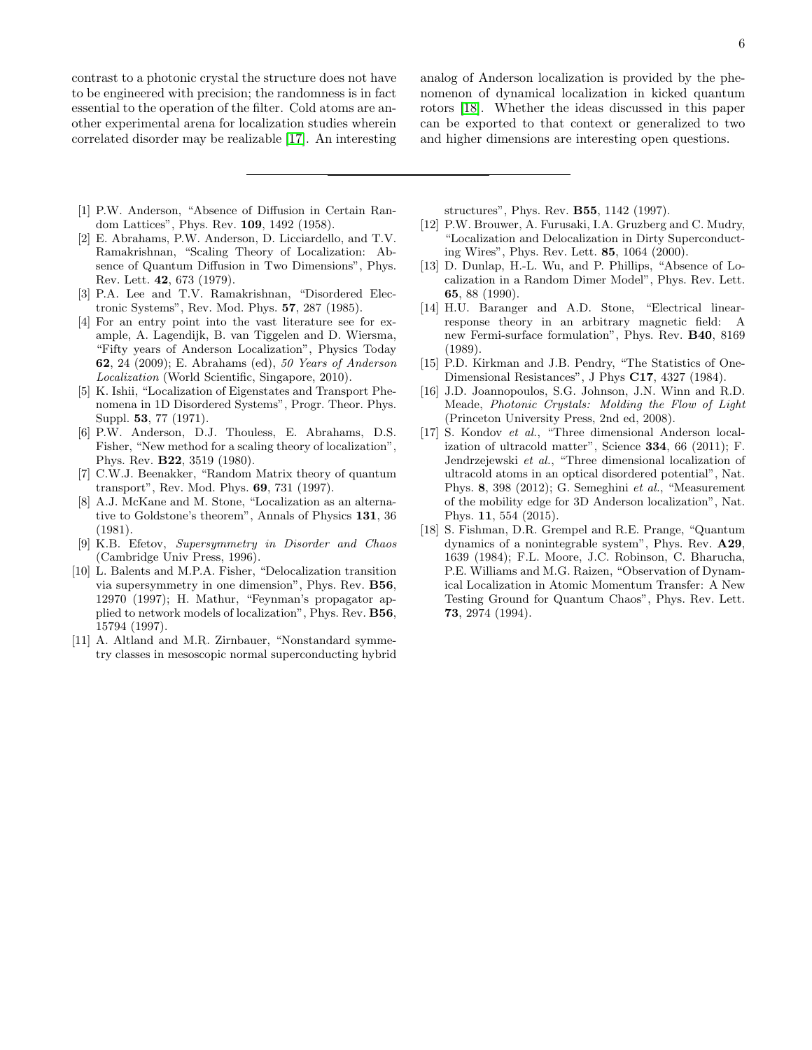contrast to a photonic crystal the structure does not have to be engineered with precision; the randomness is in fact essential to the operation of the filter. Cold atoms are another experimental arena for localization studies wherein correlated disorder may be realizable [17]. An interesting analog of Anderson localization is provided by the phenomenon of dynamical localization in kicked quantum rotors [18]. Whether the ideas discussed in this paper can be exported to that context or generalized to two and higher dimensions are interesting open questions.

---

[1] P.W. Anderson, "Absence of Diffusion in Certain Random Lattices", Phys. Rev. **109**, 1492 (1958).

[2] E. Abrahams, P.W. Anderson, D. Licciardello, and T.V. Ramakrishnan, "Scaling Theory of Localization: Absence of Quantum Diffusion in Two Dimensions", Phys. Rev. Lett. **42**, 673 (1979).

[3] P.A. Lee and T.V. Ramakrishnan, "Disordered Electronic Systems", Rev. Mod. Phys. **57**, 287 (1985).

[4] For an entry point into the vast literature see for example, A. Lagendijk, B. van Tiggelen and D. Wiersma, "Fifty years of Anderson Localization", Physics Today **62**, 24 (2009); E. Abrahams (ed), *50 Years of Anderson Localization* (World Scientific, Singapore, 2010).

[5] K. Ishii, "Localization of Eigenstates and Transport Phenomena in 1D Disordered Systems", Progr. Theor. Phys. Suppl. **53**, 77 (1971).

[6] P.W. Anderson, D.J. Thouless, E. Abrahams, D.S. Fisher, "New method for a scaling theory of localization", Phys. Rev. **B22**, 3519 (1980).

[7] C.W.J. Beenakker, "Random Matrix theory of quantum transport", Rev. Mod. Phys. **69**, 731 (1997).

[8] A.J. McKane and M. Stone, "Localization as an alternative to Goldstone's theorem", Annals of Physics **131**, 36 (1981).

[9] K.B. Efetov, *Supersymmetry in Disorder and Chaos* (Cambridge Univ Press, 1996).

[10] L. Balents and M.P.A. Fisher, "Delocalization transition via supersymmetry in one dimension", Phys. Rev. **B56**, 12970 (1997); H. Mathur, "Feynman's propagator applied to network models of localization", Phys. Rev. **B56**, 15794 (1997).

[11] A. Altland and M.R. Zirnbauer, "Nonstandard symmetry classes in mesoscopic normal superconducting hybrid structures", Phys. Rev. **B55**, 1142 (1997).

[12] P.W. Brouwer, A. Furusaki, I.A. Gruzberg and C. Mudry, "Localization and Delocalization in Dirty Superconducting Wires", Phys. Rev. Lett. **85**, 1064 (2000).

[13] D. Dunlap, H.-L. Wu, and P. Phillips, "Absence of Localization in a Random Dimer Model", Phys. Rev. Lett. **65**, 88 (1990).

[14] H.U. Baranger and A.D. Stone, "Electrical linear-response theory in an arbitrary magnetic field: A new Fermi-surface formulation", Phys. Rev. **B40**, 8169 (1989).

[15] P.D. Kirkman and J.B. Pendry, "The Statistics of One-Dimensional Resistances", J Phys **C17**, 4327 (1984).

[16] J.D. Joannopoulos, S.G. Johnson, J.N. Winn and R.D. Meade, *Photonic Crystals: Molding the Flow of Light* (Princeton University Press, 2nd ed, 2008).

[17] S. Kondov *et al.*, "Three dimensional Anderson localization of ultracold matter", Science **334**, 66 (2011); F. Jendrzejewski *et al.*, "Three dimensional localization of ultracold atoms in an optical disordered potential", Nat. Phys. **8**, 398 (2012); G. Semeghini *et al.*, "Measurement of the mobility edge for 3D Anderson localization", Nat. Phys. **11**, 554 (2015).

[18] S. Fishman, D.R. Grempel and R.E. Prange, "Quantum dynamics of a nonintegrable system", Phys. Rev. **A29**, 1639 (1984); F.L. Moore, J.C. Robinson, C. Bharucha, P.E. Williams and M.G. Raizen, "Observation of Dynamical Localization in Atomic Momentum Transfer: A New Testing Ground for Quantum Chaos", Phys. Rev. Lett. **73**, 2974 (1994).